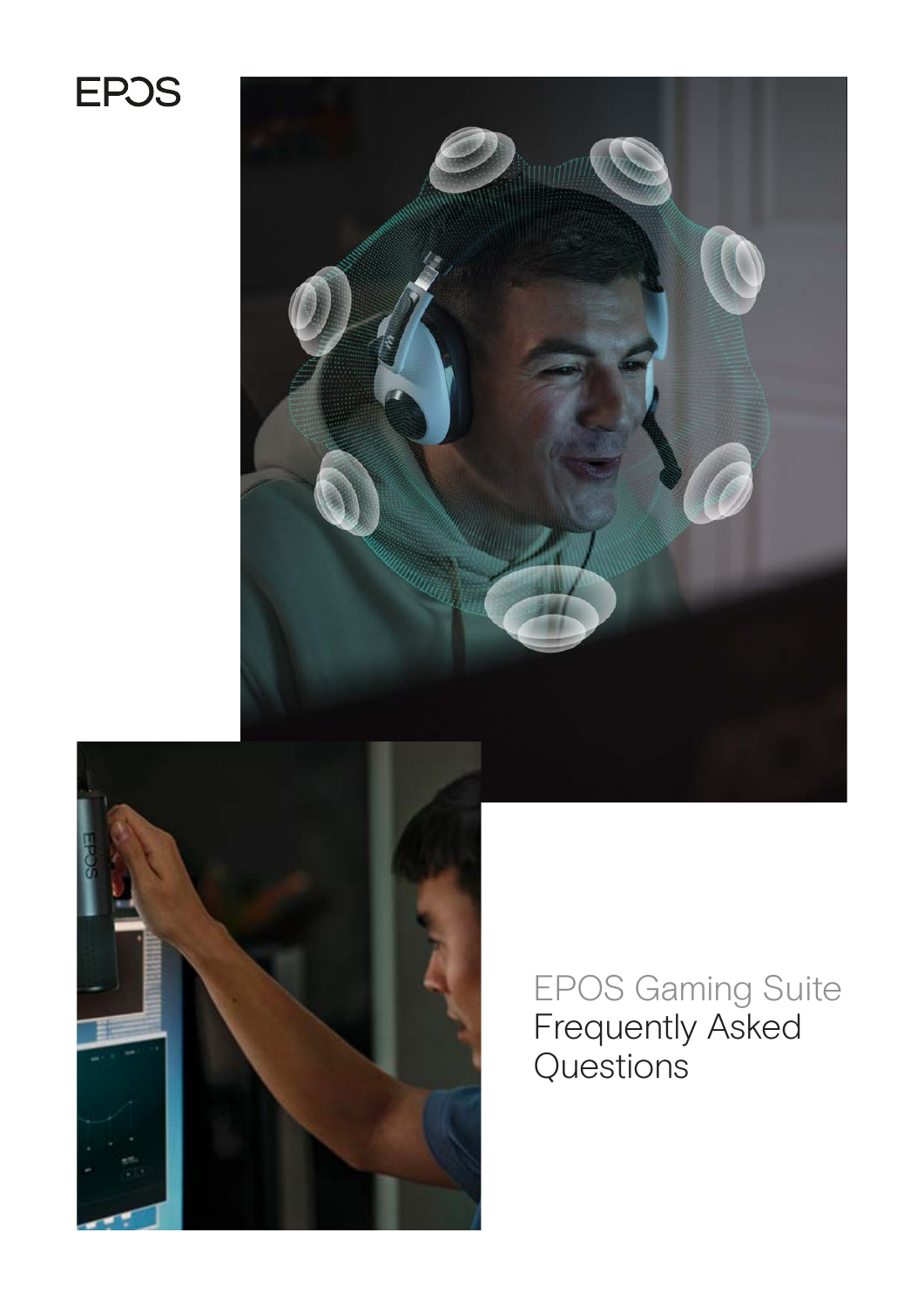EPOS

# EPOS Gaming Suite Frequently Asked Questions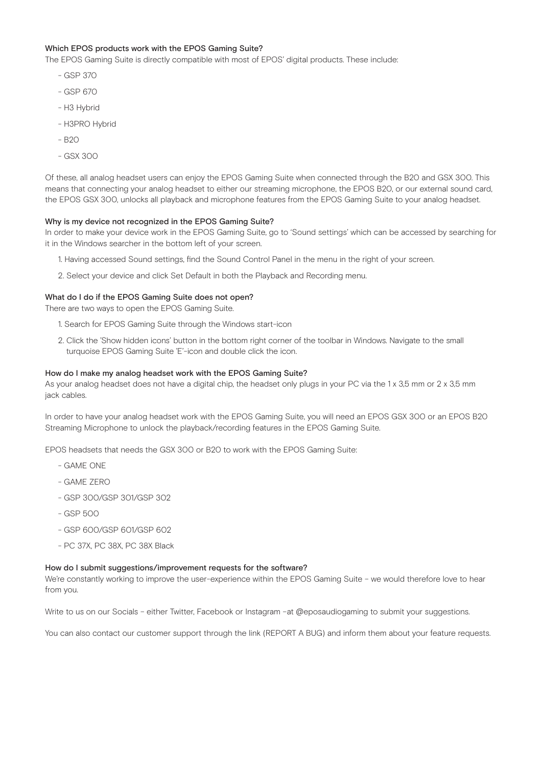### Which EPOS products work with the EPOS Gaming Suite?

The EPOS Gaming Suite is directly compatible with most of EPOS' digital products. These include:

- GSP 370
- GSP 670
- H3 Hybrid
- H3PRO Hybrid
- B20
- GSX 300

Of these, all analog headset users can enjoy the EPOS Gaming Suite when connected through the B20 and GSX 300. This means that connecting your analog headset to either our streaming microphone, the EPOS B20, or our external sound card, the EPOS GSX 300, unlocks all playback and microphone features from the EPOS Gaming Suite to your analog headset.

### Why is my device not recognized in the EPOS Gaming Suite?

In order to make your device work in the EPOS Gaming Suite, go to 'Sound settings' which can be accessed by searching for it in the Windows searcher in the bottom left of your screen.

1. Having accessed Sound settings, find the Sound Control Panel in the menu in the right of your screen.
2. Select your device and click Set Default in both the Playback and Recording menu.

### What do I do if the EPOS Gaming Suite does not open?

There are two ways to open the EPOS Gaming Suite.

1. Search for EPOS Gaming Suite through the Windows start-icon
2. Click the 'Show hidden icons' button in the bottom right corner of the toolbar in Windows. Navigate to the small turquoise EPOS Gaming Suite 'E'-icon and double click the icon.

### How do I make my analog headset work with the EPOS Gaming Suite?

As your analog headset does not have a digital chip, the headset only plugs in your PC via the 1 x 3,5 mm or 2 x 3,5 mm jack cables.

In order to have your analog headset work with the EPOS Gaming Suite, you will need an EPOS GSX 300 or an EPOS B20 Streaming Microphone to unlock the playback/recording features in the EPOS Gaming Suite.

EPOS headsets that needs the GSX 300 or B20 to work with the EPOS Gaming Suite:

- GAME ONE
- GAME ZERO
- GSP 300/GSP 301/GSP 302
- GSP 500
- GSP 600/GSP 601/GSP 602
- PC 37X, PC 38X, PC 38X Black

### How do I submit suggestions/improvement requests for the software?

We're constantly working to improve the user-experience within the EPOS Gaming Suite - we would therefore love to hear from you.

Write to us on our Socials - either Twitter, Facebook or Instagram -at @eposaudiogaming to submit your suggestions.

You can also contact our customer support through the link (REPORT A BUG) and inform them about your feature requests.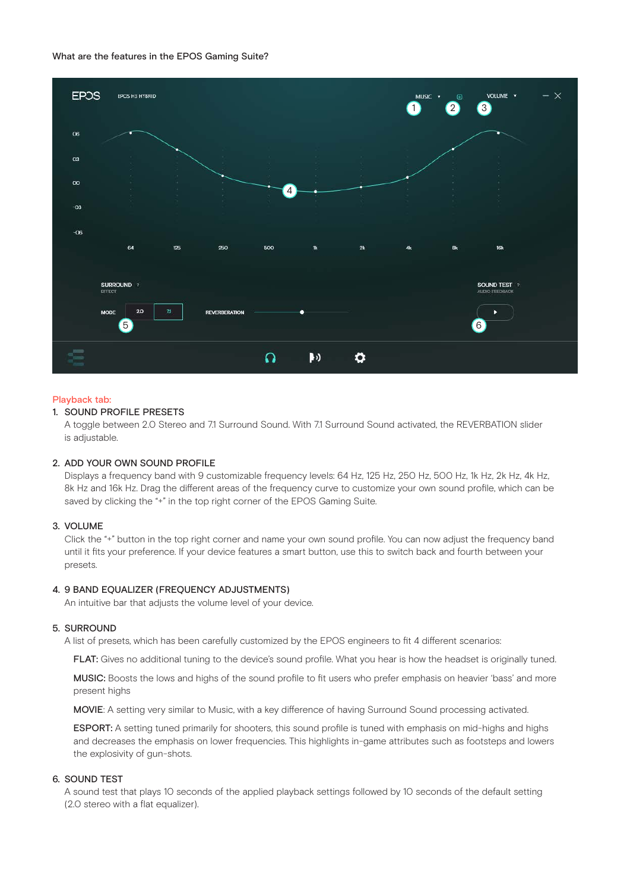What are the features in the EPOS Gaming Suite?

Playback tab:

1. SOUND PROFILE PRESETS
   A toggle between 2.0 Stereo and 7.1 Surround Sound. With 7.1 Surround Sound activated, the REVERBATION slider is adjustable.

2. ADD YOUR OWN SOUND PROFILE
   Displays a frequency band with 9 customizable frequency levels: 64 Hz, 125 Hz, 250 Hz, 500 Hz, 1k Hz, 2k Hz, 4k Hz, 8k Hz and 16k Hz. Drag the different areas of the frequency curve to customize your own sound profile, which can be saved by clicking the "+" in the top right corner of the EPOS Gaming Suite.

3. VOLUME
   Click the "+" button in the top right corner and name your own sound profile. You can now adjust the frequency band until it fits your preference. If your device features a smart button, use this to switch back and fourth between your presets.

4. 9 BAND EQUALIZER (FREQUENCY ADJUSTMENTS)
   An intuitive bar that adjusts the volume level of your device.

5. SURROUND
   A list of presets, which has been carefully customized by the EPOS engineers to fit 4 different scenarios:

   **FLAT:** Gives no additional tuning to the device's sound profile. What you hear is how the headset is originally tuned.

   **MUSIC:** Boosts the lows and highs of the sound profile to fit users who prefer emphasis on heavier 'bass' and more present highs

   **MOVIE**: A setting very similar to Music, with a key difference of having Surround Sound processing activated.

   **ESPORT:** A setting tuned primarily for shooters, this sound profile is tuned with emphasis on mid-highs and highs and decreases the emphasis on lower frequencies. This highlights in-game attributes such as footsteps and lowers the explosivity of gun-shots.

6. SOUND TEST
   A sound test that plays 10 seconds of the applied playback settings followed by 10 seconds of the default setting (2.0 stereo with a flat equalizer).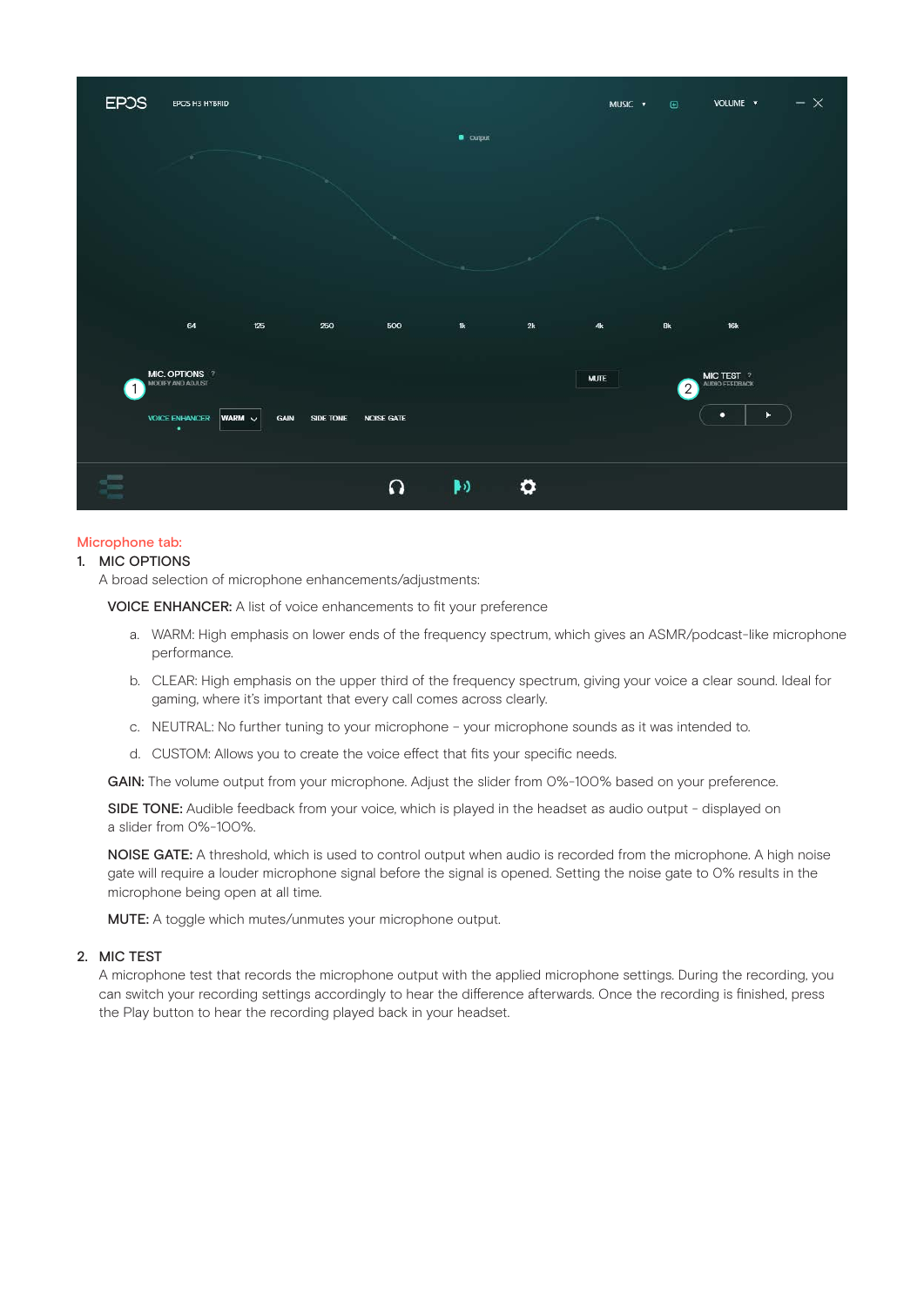Microphone tab:

1. MIC OPTIONS

   A broad selection of microphone enhancements/adjustments:

   **VOICE ENHANCER:** A list of voice enhancements to fit your preference

   a. WARM: High emphasis on lower ends of the frequency spectrum, which gives an ASMR/podcast-like microphone performance.

   b. CLEAR: High emphasis on the upper third of the frequency spectrum, giving your voice a clear sound. Ideal for gaming, where it's important that every call comes across clearly.

   c. NEUTRAL: No further tuning to your microphone – your microphone sounds as it was intended to.

   d. CUSTOM: Allows you to create the voice effect that fits your specific needs.

   **GAIN:** The volume output from your microphone. Adjust the slider from 0%-100% based on your preference.

   **SIDE TONE:** Audible feedback from your voice, which is played in the headset as audio output – displayed on a slider from 0%-100%.

   **NOISE GATE:** A threshold, which is used to control output when audio is recorded from the microphone. A high noise gate will require a louder microphone signal before the signal is opened. Setting the noise gate to 0% results in the microphone being open at all time.

   **MUTE:** A toggle which mutes/unmutes your microphone output.

2. MIC TEST

   A microphone test that records the microphone output with the applied microphone settings. During the recording, you can switch your recording settings accordingly to hear the difference afterwards. Once the recording is finished, press the Play button to hear the recording played back in your headset.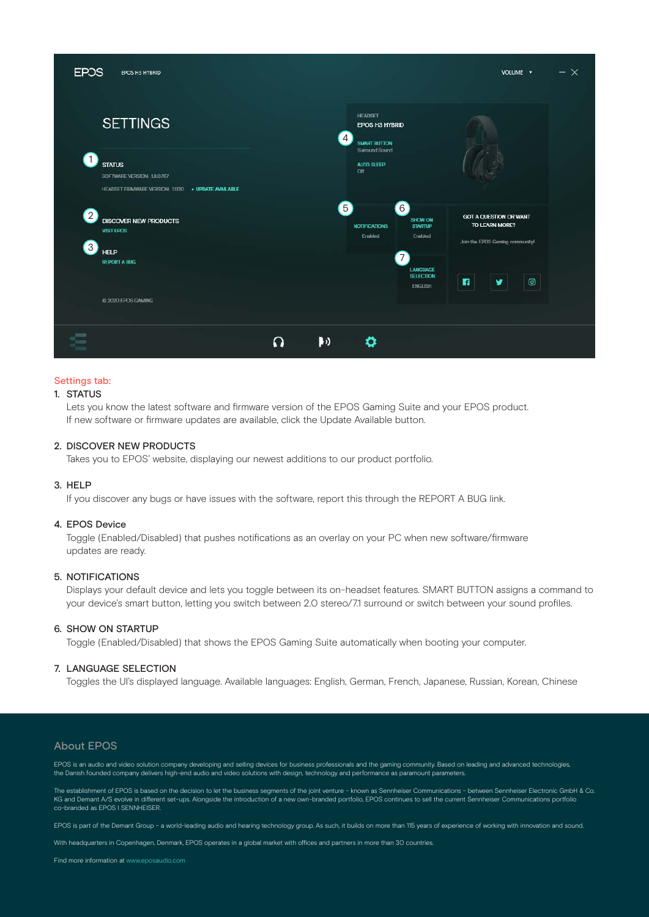Settings tab:

1. STATUS
   Lets you know the latest software and firmware version of the EPOS Gaming Suite and your EPOS product. If new software or firmware updates are available, click the Update Available button.

2. DISCOVER NEW PRODUCTS
   Takes you to EPOS' website, displaying our newest additions to our product portfolio.

3. HELP
   If you discover any bugs or have issues with the software, report this through the REPORT A BUG link.

4. EPOS Device
   Toggle (Enabled/Disabled) that pushes notifications as an overlay on your PC when new software/firmware updates are ready.

5. NOTIFICATIONS
   Displays your default device and lets you toggle between its on-headset features. SMART BUTTON assigns a command to your device's smart button, letting you switch between 2.0 stereo/7.1 surround or switch between your sound profiles.

6. SHOW ON STARTUP
   Toggle (Enabled/Disabled) that shows the EPOS Gaming Suite automatically when booting your computer.

7. LANGUAGE SELECTION
   Toggles the UI's displayed language. Available languages: English, German, French, Japanese, Russian, Korean, Chinese

## About EPOS

EPOS is an audio and video solution company developing and selling devices for business professionals and the gaming community. Based on leading and advanced technologies, the Danish founded company delivers high-end audio and video solutions with design, technology and performance as paramount parameters.

The establishment of EPOS is based on the decision to let the business segments of the joint venture – known as Sennheiser Communications – between Sennheiser Electronic GmbH & Co. KG and Demant A/S evolve in different set-ups. Alongside the introduction of a new own-branded portfolio, EPOS continues to sell the current Sennheiser Communications portfolio co-branded as EPOS I SENNHEISER.

EPOS is part of the Demant Group – a world-leading audio and hearing technology group. As such, it builds on more than 115 years of experience of working with innovation and sound.

With headquarters in Copenhagen, Denmark, EPOS operates in a global market with offices and partners in more than 30 countries.

Find more information at www.eposaudio.com